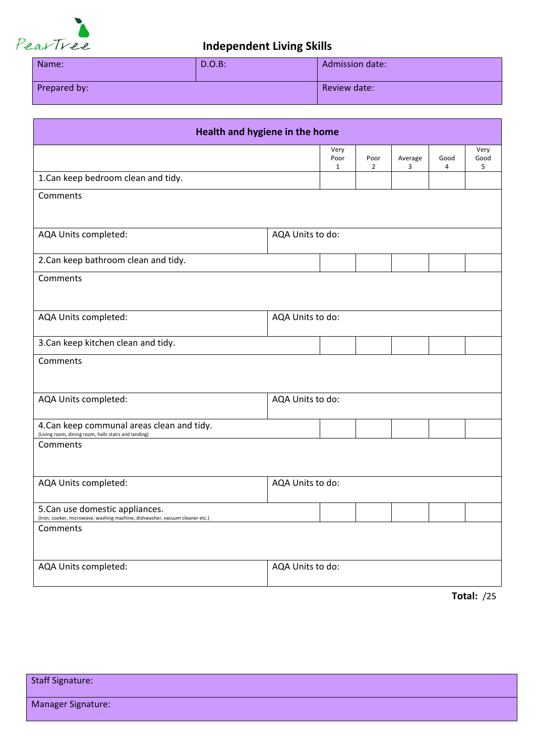PearTree

# Independent Living Skills

| Name: | D.O.B: | Admission date: |
|---|---|---|
| Prepared by: | | Review date: |

## Health and hygiene in the home

| | Very Poor 1 | Poor 2 | Average 3 | Good 4 | Very Good 5 |
|---|---|---|---|---|---|
| 1.Can keep bedroom clean and tidy. | | | | | |
| Comments | | | | | |
| AQA Units completed: | AQA Units to do: | | | | |
| 2.Can keep bathroom clean and tidy. | | | | | |
| Comments | | | | | |
| AQA Units completed: | AQA Units to do: | | | | |
| 3.Can keep kitchen clean and tidy. | | | | | |
| Comments | | | | | |
| AQA Units completed: | AQA Units to do: | | | | |
| 4.Can keep communal areas clean and tidy. (Living room, dining room, halls stairs and landing) | | | | | |
| Comments | | | | | |
| AQA Units completed: | AQA Units to do: | | | | |
| 5.Can use domestic appliances. (Iron, cooker, microwave, washing machine, dishwasher, vacuum cleaner etc.) | | | | | |
| Comments | | | | | |
| AQA Units completed: | AQA Units to do: | | | | |

**Total:** /25

| Staff Signature: |
|---|
| Manager Signature: |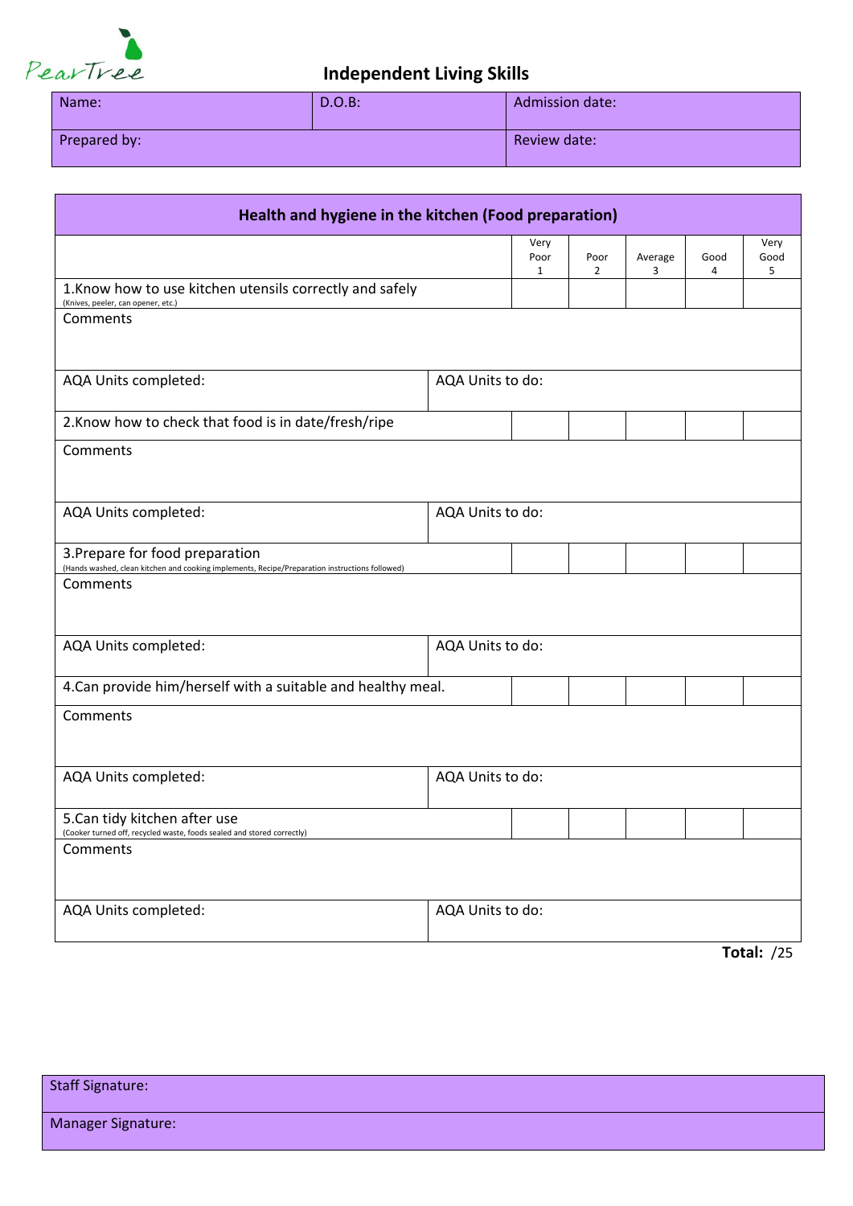PearTree

# Independent Living Skills

| Name: | D.O.B: | Admission date: |
|---|---|---|
| Prepared by: | | Review date: |

## Health and hygiene in the kitchen (Food preparation)

| | Very Poor 1 | Poor 2 | Average 3 | Good 4 | Very Good 5 |
|---|---|---|---|---|---|
| 1.Know how to use kitchen utensils correctly and safely (Knives, peeler, can opener, etc.) | | | | | |
| Comments | | | | | |
| AQA Units completed: | AQA Units to do: | | | | |
| 2.Know how to check that food is in date/fresh/ripe | | | | | |
| Comments | | | | | |
| AQA Units completed: | AQA Units to do: | | | | |
| 3.Prepare for food preparation (Hands washed, clean kitchen and cooking implements, Recipe/Preparation instructions followed) | | | | | |
| Comments | | | | | |
| AQA Units completed: | AQA Units to do: | | | | |
| 4.Can provide him/herself with a suitable and healthy meal. | | | | | |
| Comments | | | | | |
| AQA Units completed: | AQA Units to do: | | | | |
| 5.Can tidy kitchen after use (Cooker turned off, recycled waste, foods sealed and stored correctly) | | | | | |
| Comments | | | | | |
| AQA Units completed: | AQA Units to do: | | | | |

**Total:** /25

| Staff Signature: |
|---|
| Manager Signature: |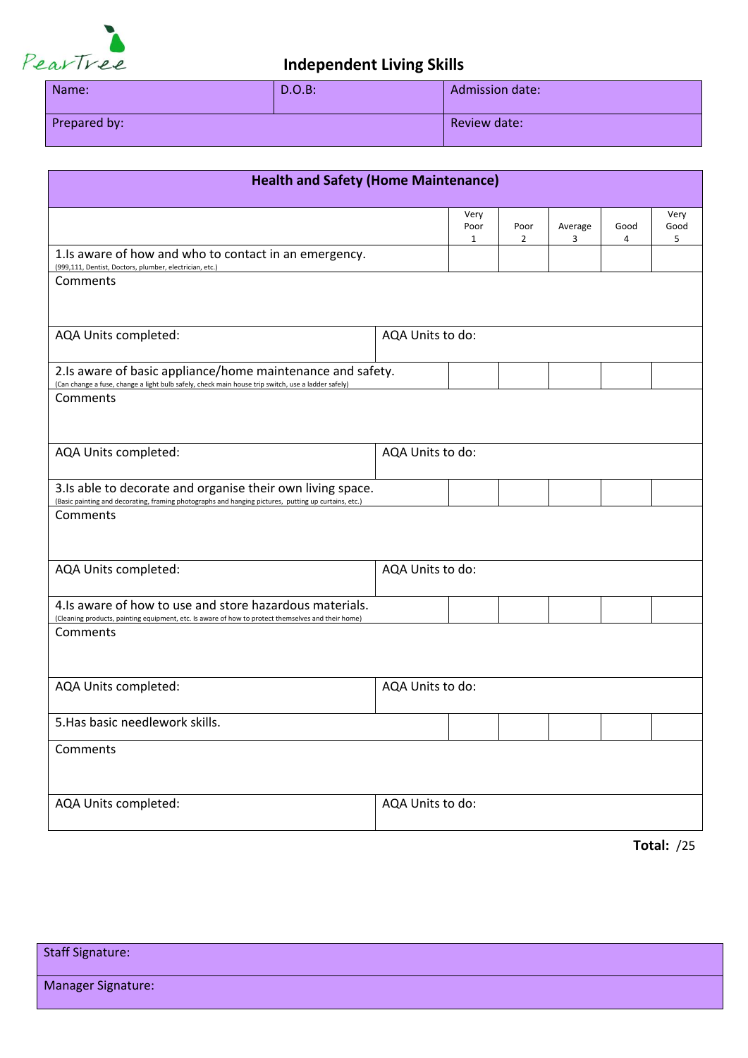PearTree

# Independent Living Skills

| Name: | D.O.B: | Admission date: |
|---|---|---|
| Prepared by: | | Review date: |

## Health and Safety (Home Maintenance)

| | Very Poor 1 | Poor 2 | Average 3 | Good 4 | Very Good 5 |
|---|---|---|---|---|---|
| 1.Is aware of how and who to contact in an emergency. (999,111, Dentist, Doctors, plumber, electrician, etc.) | | | | | |
| Comments | | | | | |
| AQA Units completed: | AQA Units to do: | | | | |
| 2.Is aware of basic appliance/home maintenance and safety. (Can change a fuse, change a light bulb safely, check main house trip switch, use a ladder safely) | | | | | |
| Comments | | | | | |
| AQA Units completed: | AQA Units to do: | | | | |
| 3.Is able to decorate and organise their own living space. (Basic painting and decorating, framing photographs and hanging pictures, putting up curtains, etc.) | | | | | |
| Comments | | | | | |
| AQA Units completed: | AQA Units to do: | | | | |
| 4.Is aware of how to use and store hazardous materials. (Cleaning products, painting equipment, etc. Is aware of how to protect themselves and their home) | | | | | |
| Comments | | | | | |
| AQA Units completed: | AQA Units to do: | | | | |
| 5.Has basic needlework skills. | | | | | |
| Comments | | | | | |
| AQA Units completed: | AQA Units to do: | | | | |

**Total:** /25

| Staff Signature: |
|---|
| Manager Signature: |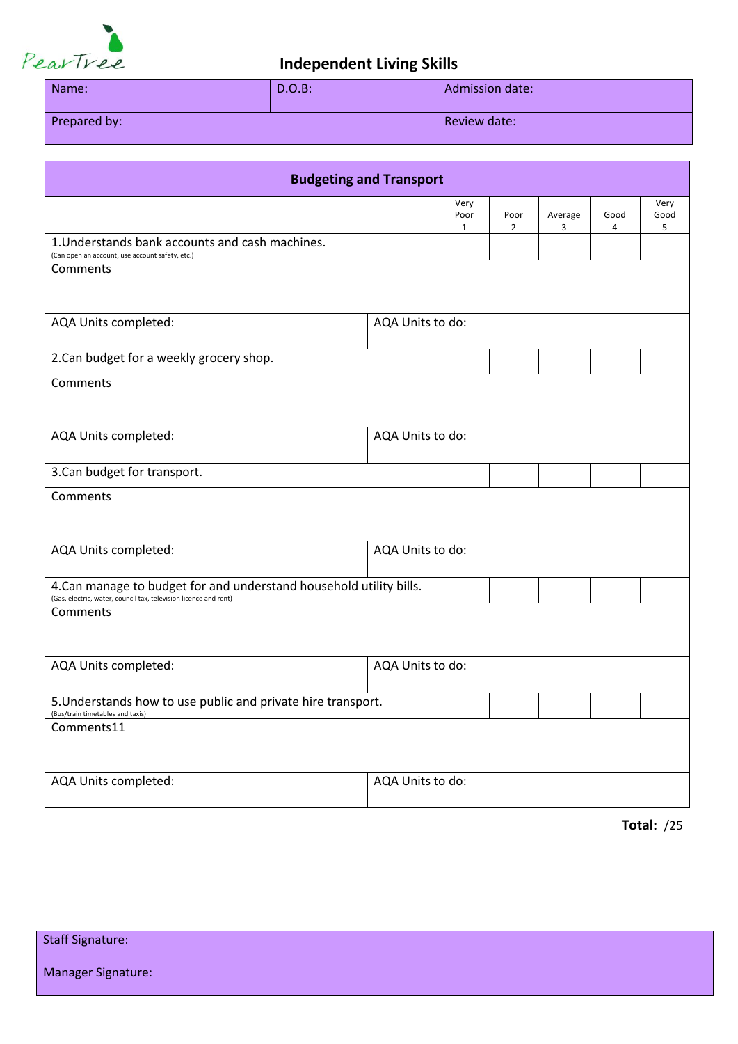PearTree

# Independent Living Skills

| Name: | D.O.B: | Admission date: |
|---|---|---|
| Prepared by: | | Review date: |

## Budgeting and Transport

| | Very Poor 1 | Poor 2 | Average 3 | Good 4 | Very Good 5 |
|---|---|---|---|---|---|
| 1.Understands bank accounts and cash machines. (Can open an account, use account safety, etc.) | | | | | |
| Comments | | | | | |
| AQA Units completed: | AQA Units to do: | | | | |
| 2.Can budget for a weekly grocery shop. | | | | | |
| Comments | | | | | |
| AQA Units completed: | AQA Units to do: | | | | |
| 3.Can budget for transport. | | | | | |
| Comments | | | | | |
| AQA Units completed: | AQA Units to do: | | | | |
| 4.Can manage to budget for and understand household utility bills. (Gas, electric, water, council tax, television licence and rent) | | | | | |
| Comments | | | | | |
| AQA Units completed: | AQA Units to do: | | | | |
| 5.Understands how to use public and private hire transport. (Bus/train timetables and taxis) | | | | | |
| Comments11 | | | | | |
| AQA Units completed: | AQA Units to do: | | | | |

**Total:** /25

| Staff Signature: |
|---|
| Manager Signature: |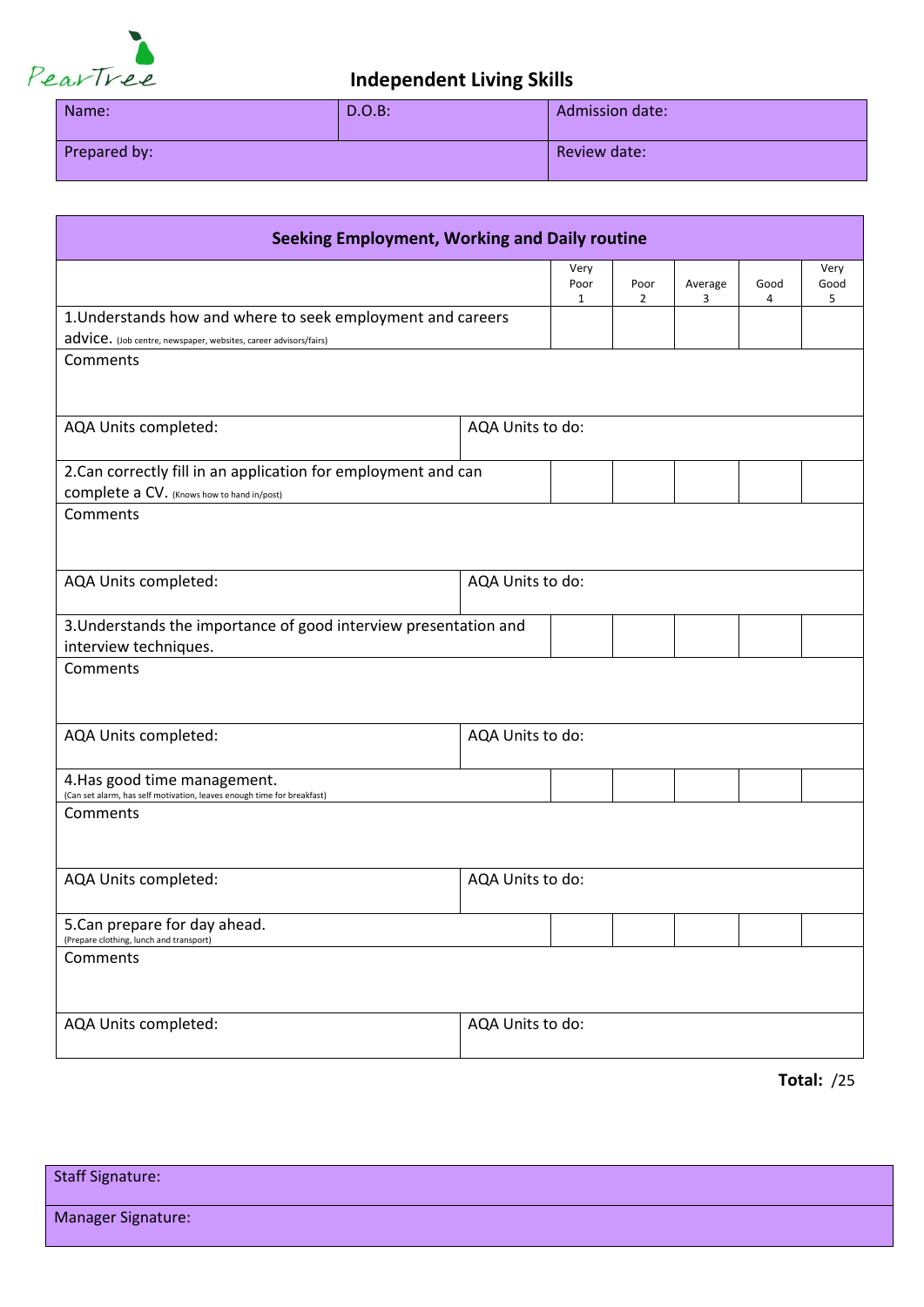PearTree

# Independent Living Skills

| Name: | D.O.B: | Admission date: |
|---|---|---|
| Prepared by: | | Review date: |

| Seeking Employment, Working and Daily routine | | Very Poor 1 | Poor 2 | Average 3 | Good 4 | Very Good 5 |
|---|---|---|---|---|---|---|
| 1.Understands how and where to seek employment and careers advice. (Job centre, newspaper, websites, career advisors/fairs) | | | | | | |
| Comments | | | | | | |
| AQA Units completed: | AQA Units to do: | | | | | |
| 2.Can correctly fill in an application for employment and can complete a CV. (Knows how to hand in/post) | | | | | | |
| Comments | | | | | | |
| AQA Units completed: | AQA Units to do: | | | | | |
| 3.Understands the importance of good interview presentation and interview techniques. | | | | | | |
| Comments | | | | | | |
| AQA Units completed: | AQA Units to do: | | | | | |
| 4.Has good time management. (Can set alarm, has self motivation, leaves enough time for breakfast) | | | | | | |
| Comments | | | | | | |
| AQA Units completed: | AQA Units to do: | | | | | |
| 5.Can prepare for day ahead. (Prepare clothing, lunch and transport) | | | | | | |
| Comments | | | | | | |
| AQA Units completed: | AQA Units to do: | | | | | |

**Total:** /25

| Staff Signature: |
|---|
| Manager Signature: |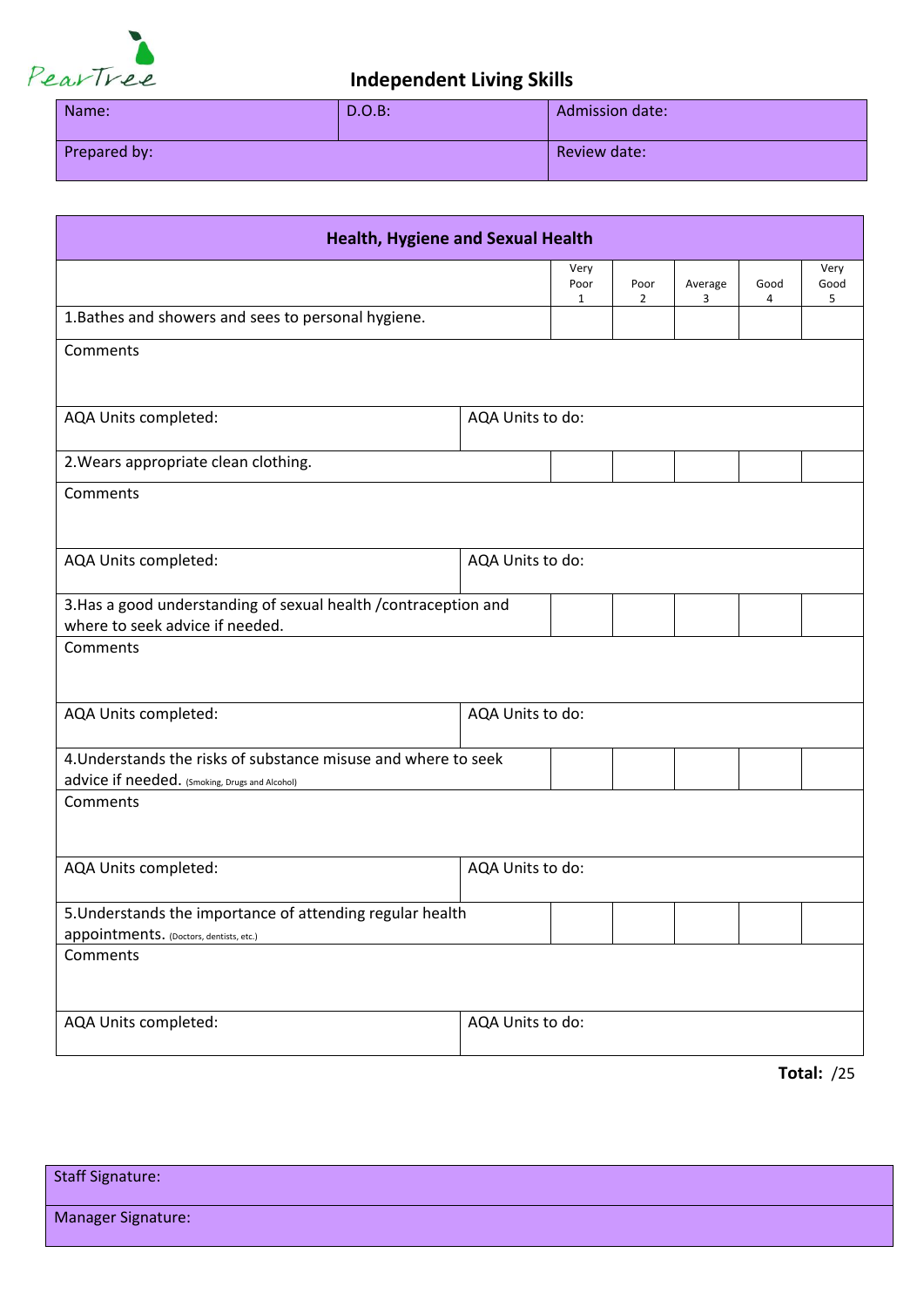PearTree

# Independent Living Skills

| Name: | D.O.B: | Admission date: |
|---|---|---|
| Prepared by: | | Review date: |

| Health, Hygiene and Sexual Health | | Very Poor 1 | Poor 2 | Average 3 | Good 4 | Very Good 5 |
|---|---|---|---|---|---|---|
| 1.Bathes and showers and sees to personal hygiene. | | | | | | |
| Comments | | | | | | |
| AQA Units completed: | AQA Units to do: | | | | | |
| 2.Wears appropriate clean clothing. | | | | | | |
| Comments | | | | | | |
| AQA Units completed: | AQA Units to do: | | | | | |
| 3.Has a good understanding of sexual health /contraception and where to seek advice if needed. | | | | | | |
| Comments | | | | | | |
| AQA Units completed: | AQA Units to do: | | | | | |
| 4.Understands the risks of substance misuse and where to seek advice if needed. (Smoking, Drugs and Alcohol) | | | | | | |
| Comments | | | | | | |
| AQA Units completed: | AQA Units to do: | | | | | |
| 5.Understands the importance of attending regular health appointments. (Doctors, dentists, etc.) | | | | | | |
| Comments | | | | | | |
| AQA Units completed: | AQA Units to do: | | | | | |

**Total:** /25

| Staff Signature: |
|---|
| Manager Signature: |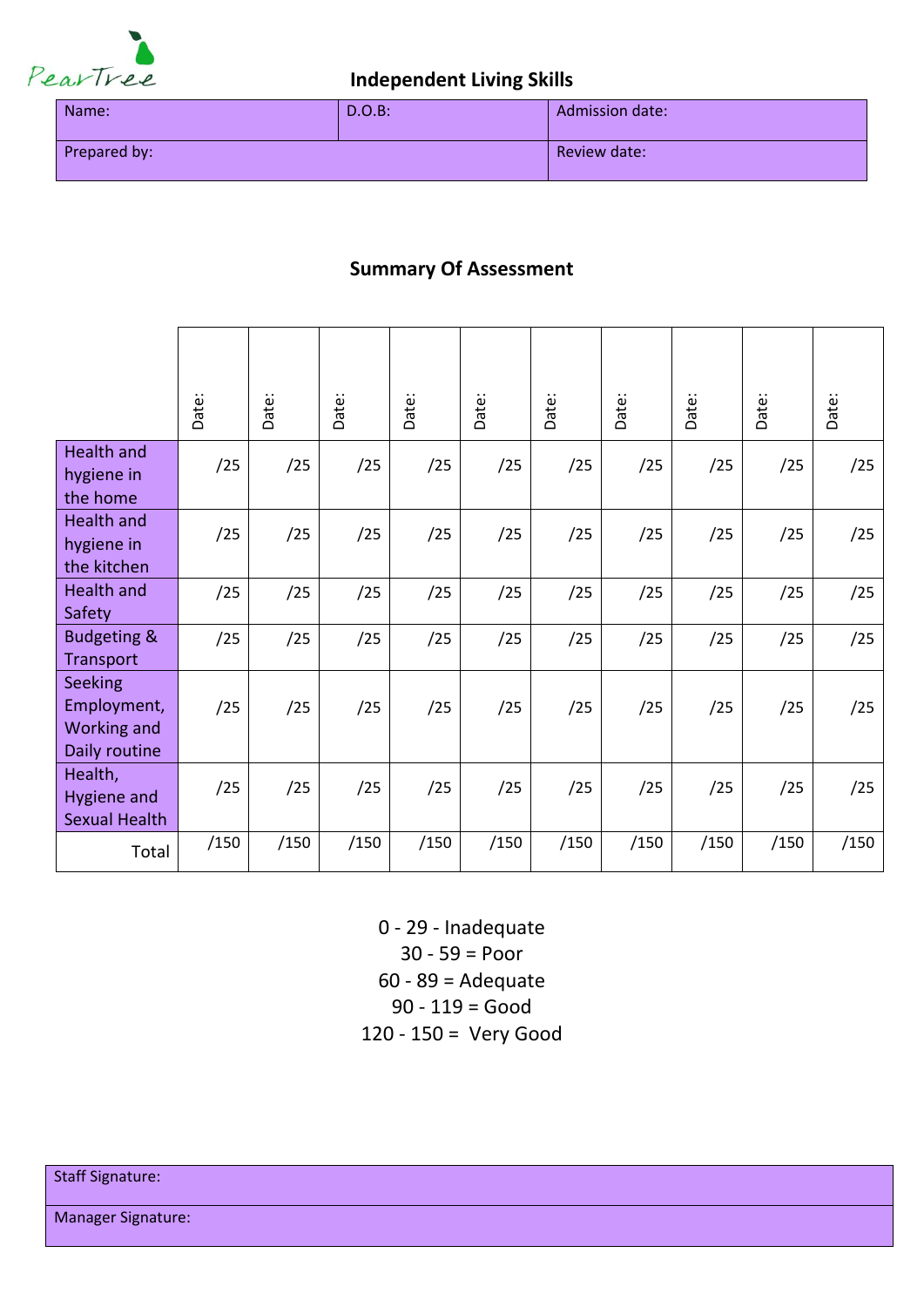PearTree

## Independent Living Skills

| Name: | D.O.B: | Admission date: |
|---|---|---|
| Prepared by: | | Review date: |

## Summary Of Assessment

| | Date: | Date: | Date: | Date: | Date: | Date: | Date: | Date: | Date: | Date: |
|---|---|---|---|---|---|---|---|---|---|---|
| Health and hygiene in the home | /25 | /25 | /25 | /25 | /25 | /25 | /25 | /25 | /25 | /25 |
| Health and hygiene in the kitchen | /25 | /25 | /25 | /25 | /25 | /25 | /25 | /25 | /25 | /25 |
| Health and Safety | /25 | /25 | /25 | /25 | /25 | /25 | /25 | /25 | /25 | /25 |
| Budgeting & Transport | /25 | /25 | /25 | /25 | /25 | /25 | /25 | /25 | /25 | /25 |
| Seeking Employment, Working and Daily routine | /25 | /25 | /25 | /25 | /25 | /25 | /25 | /25 | /25 | /25 |
| Health, Hygiene and Sexual Health | /25 | /25 | /25 | /25 | /25 | /25 | /25 | /25 | /25 | /25 |
| Total | /150 | /150 | /150 | /150 | /150 | /150 | /150 | /150 | /150 | /150 |

0 - 29 - Inadequate

30 - 59 = Poor

60 - 89 = Adequate

90 - 119 = Good

120 - 150 = Very Good

| | |
|---|---|
| Staff Signature: | |
| Manager Signature: | |